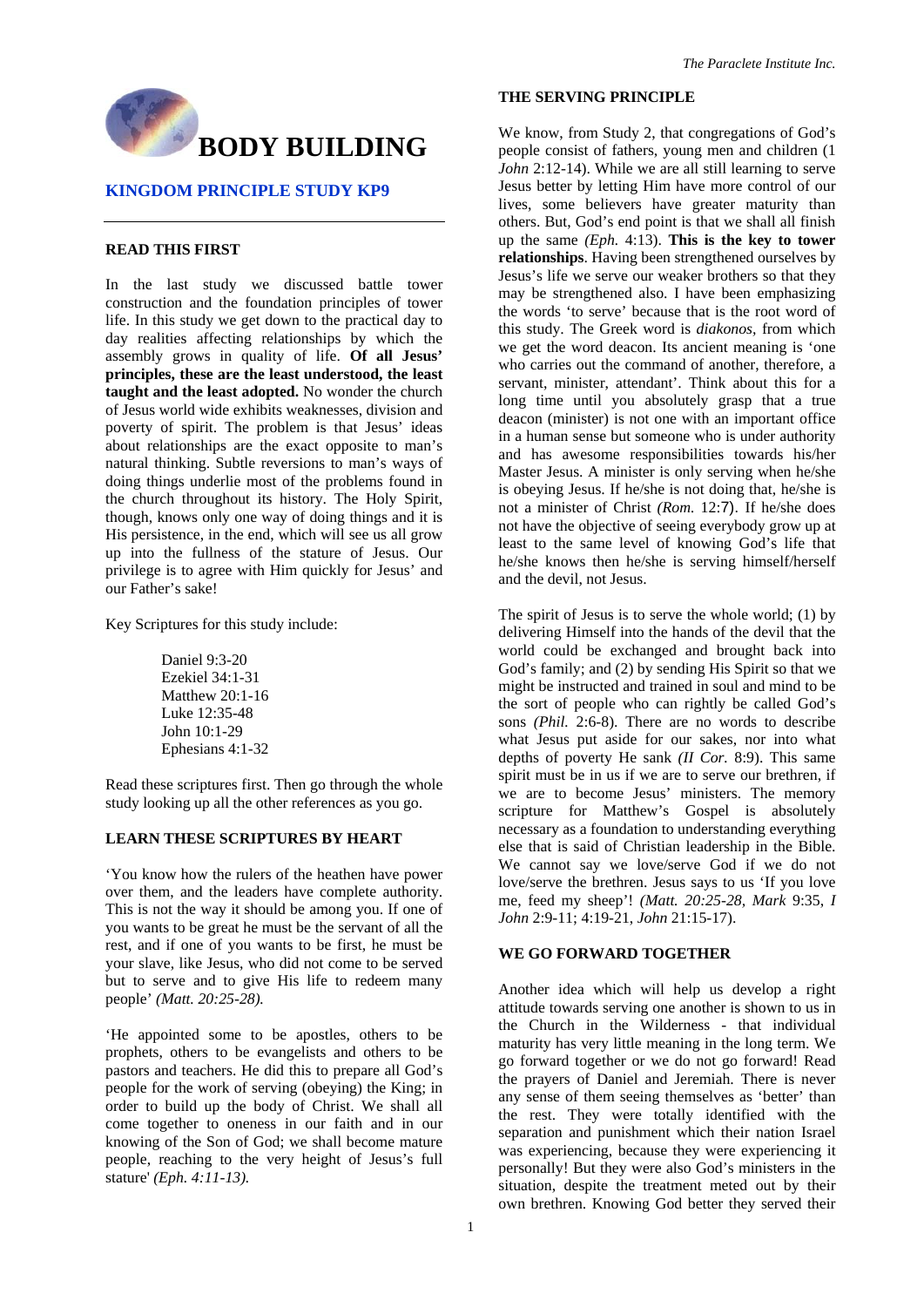# BODY BUILDING

## KINGDOM PRINCIPLE STUDY KP9

### READ THIS FIRST

In the last study we discussed battle tower construction and the foundation principles of tower life. In this study we get down to the practical day to day realities affecting relationships by which the assembly grows in quality of life. **Of all Jesus' principles, these are the least understood, the least taught and the least adopted.** No wonder the church of Jesus world wide exhibits weaknesses, division and poverty of spirit. The problem is that Jesus' ideas about relationships are the exact opposite to man's natural thinking. Subtle reversions to man's ways of doing things underlie most of the problems found in the church throughout its history. The Holy Spirit, though, knows only one way of doing things and it is His persistence, in the end, which will see us all grow up into the fullness of the stature of Jesus. Our privilege is to agree with Him quickly for Jesus' and our Father's sake!

Key Scriptures for this study include:

Daniel 9:3-20
Ezekiel 34:1-31
Matthew 20:1-16
Luke 12:35-48
John 10:1-29
Ephesians 4:1-32

Read these scriptures first. Then go through the whole study looking up all the other references as you go.

### LEARN THESE SCRIPTURES BY HEART

'You know how the rulers of the heathen have power over them, and the leaders have complete authority. This is not the way it should be among you. If one of you wants to be great he must be the servant of all the rest, and if one of you wants to be first, he must be your slave, like Jesus, who did not come to be served but to serve and to give His life to redeem many people' *(Matt. 20:25-28).*

'He appointed some to be apostles, others to be prophets, others to be evangelists and others to be pastors and teachers. He did this to prepare all God's people for the work of serving (obeying) the King; in order to build up the body of Christ. We shall all come together to oneness in our faith and in our knowing of the Son of God; we shall become mature people, reaching to the very height of Jesus's full stature' *(Eph. 4:11-13).*

### THE SERVING PRINCIPLE

We know, from Study 2, that congregations of God's people consist of fathers, young men and children (1 *John* 2:12-14). While we are all still learning to serve Jesus better by letting Him have more control of our lives, some believers have greater maturity than others. But, God's end point is that we shall all finish up the same *(Eph.* 4:13). **This is the key to tower relationships**. Having been strengthened ourselves by Jesus's life we serve our weaker brothers so that they may be strengthened also. I have been emphasizing the words 'to serve' because that is the root word of this study. The Greek word is *diakonos,* from which we get the word deacon. Its ancient meaning is 'one who carries out the command of another, therefore, a servant, minister, attendant'. Think about this for a long time until you absolutely grasp that a true deacon (minister) is not one with an important office in a human sense but someone who is under authority and has awesome responsibilities towards his/her Master Jesus. A minister is only serving when he/she is obeying Jesus. If he/she is not doing that, he/she is not a minister of Christ *(Rom.* 12:7). If he/she does not have the objective of seeing everybody grow up at least to the same level of knowing God's life that he/she knows then he/she is serving himself/herself and the devil, not Jesus.

The spirit of Jesus is to serve the whole world; (1) by delivering Himself into the hands of the devil that the world could be exchanged and brought back into God's family; and (2) by sending His Spirit so that we might be instructed and trained in soul and mind to be the sort of people who can rightly be called God's sons *(Phil.* 2:6-8). There are no words to describe what Jesus put aside for our sakes, nor into what depths of poverty He sank *(II Cor.* 8:9). This same spirit must be in us if we are to serve our brethren, if we are to become Jesus' ministers. The memory scripture for Matthew's Gospel is absolutely necessary as a foundation to understanding everything else that is said of Christian leadership in the Bible. We cannot say we love/serve God if we do not love/serve the brethren. Jesus says to us 'If you love me, feed my sheep'! *(Matt. 20:25-28, Mark* 9:35, *I John* 2:9-11; 4:19-21, *John* 21:15-17).

### WE GO FORWARD TOGETHER

Another idea which will help us develop a right attitude towards serving one another is shown to us in the Church in the Wilderness - that individual maturity has very little meaning in the long term. We go forward together or we do not go forward! Read the prayers of Daniel and Jeremiah. There is never any sense of them seeing themselves as 'better' than the rest. They were totally identified with the separation and punishment which their nation Israel was experiencing, because they were experiencing it personally! But they were also God's ministers in the situation, despite the treatment meted out by their own brethren. Knowing God better they served their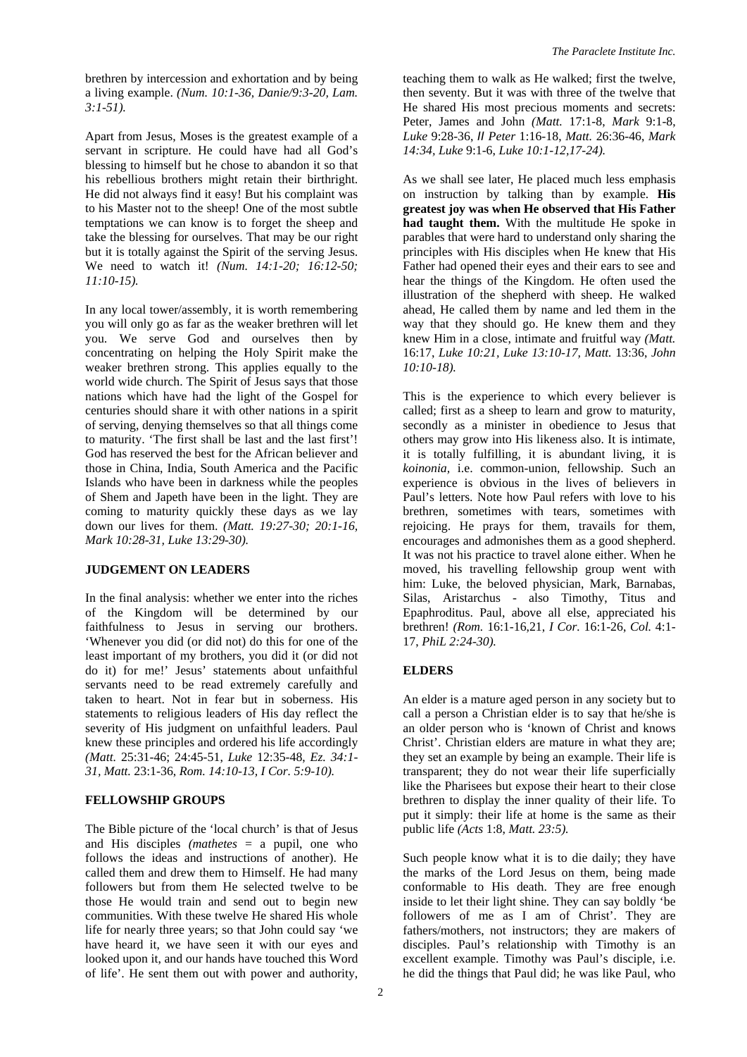brethren by intercession and exhortation and by being a living example. *(Num. 10:1-36, Danie/9:3-20, Lam. 3:1-51).*

Apart from Jesus, Moses is the greatest example of a servant in scripture. He could have had all God's blessing to himself but he chose to abandon it so that his rebellious brothers might retain their birthright. He did not always find it easy! But his complaint was to his Master not to the sheep! One of the most subtle temptations we can know is to forget the sheep and take the blessing for ourselves. That may be our right but it is totally against the Spirit of the serving Jesus. We need to watch it! *(Num. 14:1-20; 16:12-50; 11:10-15).*

In any local tower/assembly, it is worth remembering you will only go as far as the weaker brethren will let you. We serve God and ourselves then by concentrating on helping the Holy Spirit make the weaker brethren strong. This applies equally to the world wide church. The Spirit of Jesus says that those nations which have had the light of the Gospel for centuries should share it with other nations in a spirit of serving, denying themselves so that all things come to maturity. 'The first shall be last and the last first'! God has reserved the best for the African believer and those in China, India, South America and the Pacific Islands who have been in darkness while the peoples of Shem and Japeth have been in the light. They are coming to maturity quickly these days as we lay down our lives for them. *(Matt. 19:27-30; 20:1-16, Mark 10:28-31, Luke 13:29-30).*

**JUDGEMENT ON LEADERS**

In the final analysis: whether we enter into the riches of the Kingdom will be determined by our faithfulness to Jesus in serving our brothers. 'Whenever you did (or did not) do this for one of the least important of my brothers, you did it (or did not do it) for me!' Jesus' statements about unfaithful servants need to be read extremely carefully and taken to heart. Not in fear but in soberness. His statements to religious leaders of His day reflect the severity of His judgment on unfaithful leaders. Paul knew these principles and ordered his life accordingly *(Matt.* 25:31-46; 24:45-51, *Luke* 12:35-48, *Ez. 34:1-31, Matt.* 23:1-36, *Rom. 14:10-13, I Cor. 5:9-10).*

**FELLOWSHIP GROUPS**

The Bible picture of the 'local church' is that of Jesus and His disciples *(mathetes* = a pupil, one who follows the ideas and instructions of another). He called them and drew them to Himself. He had many followers but from them He selected twelve to be those He would train and send out to begin new communities. With these twelve He shared His whole life for nearly three years; so that John could say 'we have heard it, we have seen it with our eyes and looked upon it, and our hands have touched this Word of life'. He sent them out with power and authority, teaching them to walk as He walked; first the twelve, then seventy. But it was with three of the twelve that He shared His most precious moments and secrets: Peter, James and John *(Matt.* 17:1-8, *Mark* 9:1-8, *Luke* 9:28-36, *II Peter* 1:16-18, *Matt.* 26:36-46, *Mark 14:34, Luke* 9:1-6, *Luke 10:1-12,17-24).*

As we shall see later, He placed much less emphasis on instruction by talking than by example. **His greatest joy was when He observed that His Father had taught them.** With the multitude He spoke in parables that were hard to understand only sharing the principles with His disciples when He knew that His Father had opened their eyes and their ears to see and hear the things of the Kingdom. He often used the illustration of the shepherd with sheep. He walked ahead, He called them by name and led them in the way that they should go. He knew them and they knew Him in a close, intimate and fruitful way *(Matt.* 16:17, *Luke 10:21, Luke 13:10-17, Matt.* 13:36, *John 10:10-18).*

This is the experience to which every believer is called; first as a sheep to learn and grow to maturity, secondly as a minister in obedience to Jesus that others may grow into His likeness also. It is intimate, it is totally fulfilling, it is abundant living, it is *koinonia,* i.e. common-union, fellowship. Such an experience is obvious in the lives of believers in Paul's letters. Note how Paul refers with love to his brethren, sometimes with tears, sometimes with rejoicing. He prays for them, travails for them, encourages and admonishes them as a good shepherd. It was not his practice to travel alone either. When he moved, his travelling fellowship group went with him: Luke, the beloved physician, Mark, Barnabas, Silas, Aristarchus - also Timothy, Titus and Epaphroditus. Paul, above all else, appreciated his brethren! *(Rom.* 16:1-16,21, *I Cor.* 16:1-26, *Col.* 4:1-17, *PhiL 2:24-30).*

**ELDERS**

An elder is a mature aged person in any society but to call a person a Christian elder is to say that he/she is an older person who is 'known of Christ and knows Christ'. Christian elders are mature in what they are; they set an example by being an example. Their life is transparent; they do not wear their life superficially like the Pharisees but expose their heart to their close brethren to display the inner quality of their life. To put it simply: their life at home is the same as their public life *(Acts* 1:8, *Matt. 23:5).*

Such people know what it is to die daily; they have the marks of the Lord Jesus on them, being made conformable to His death. They are free enough inside to let their light shine. They can say boldly 'be followers of me as I am of Christ'. They are fathers/mothers, not instructors; they are makers of disciples. Paul's relationship with Timothy is an excellent example. Timothy was Paul's disciple, i.e. he did the things that Paul did; he was like Paul, who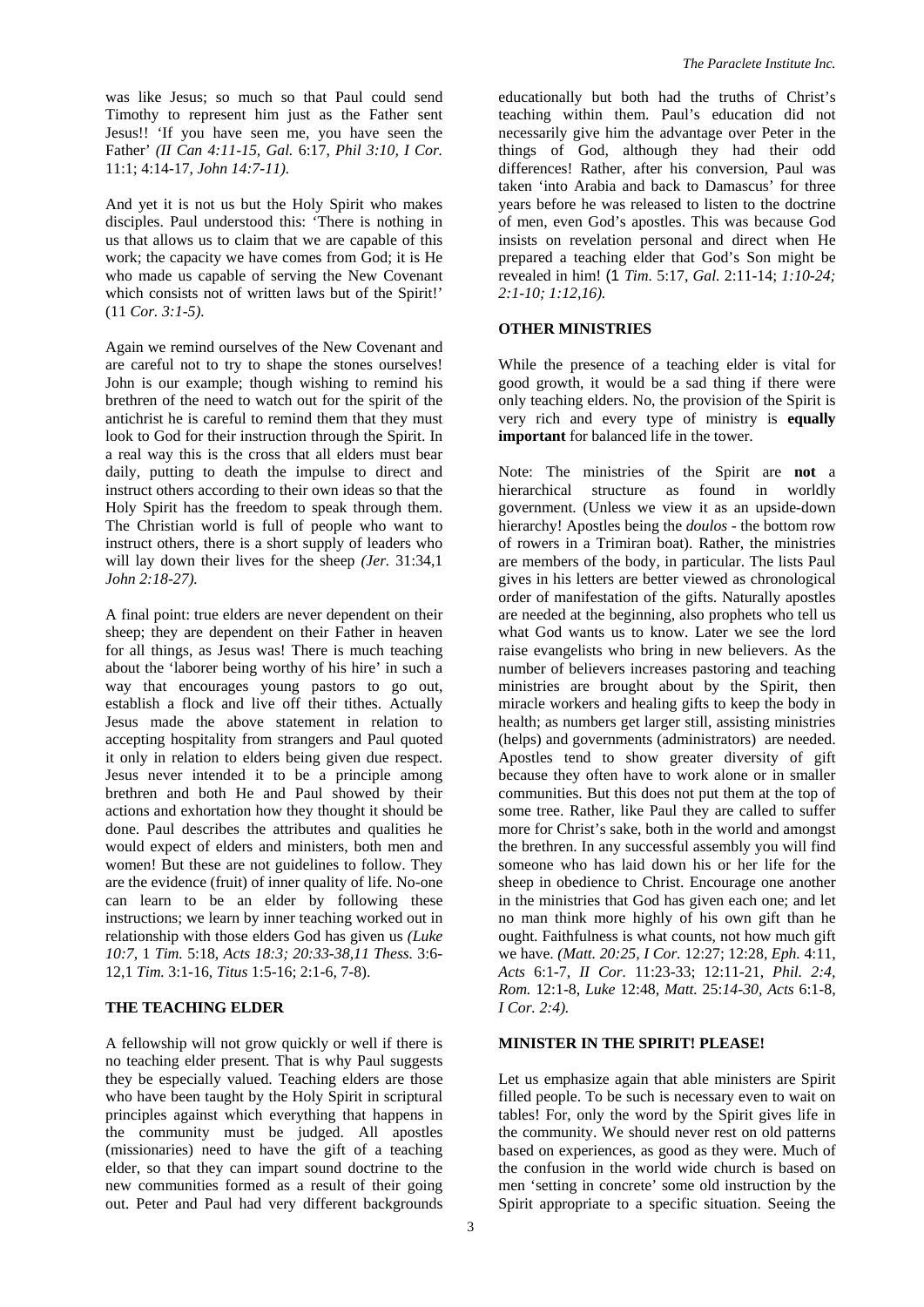was like Jesus; so much so that Paul could send Timothy to represent him just as the Father sent Jesus!! 'If you have seen me, you have seen the Father' *(II Can 4:11-15, Gal.* 6:17*, Phil 3:10, I Cor.* 11:1; 4:14-17, *John 14:7-11).*

And yet it is not us but the Holy Spirit who makes disciples. Paul understood this: 'There is nothing in us that allows us to claim that we are capable of this work; the capacity we have comes from God; it is He who made us capable of serving the New Covenant which consists not of written laws but of the Spirit!' (11 *Cor. 3:1-5).*

Again we remind ourselves of the New Covenant and are careful not to try to shape the stones ourselves! John is our example; though wishing to remind his brethren of the need to watch out for the spirit of the antichrist he is careful to remind them that they must look to God for their instruction through the Spirit. In a real way this is the cross that all elders must bear daily, putting to death the impulse to direct and instruct others according to their own ideas so that the Holy Spirit has the freedom to speak through them. The Christian world is full of people who want to instruct others, there is a short supply of leaders who will lay down their lives for the sheep *(Jer.* 31:34,1 *John 2:18-27).*

A final point: true elders are never dependent on their sheep; they are dependent on their Father in heaven for all things, as Jesus was! There is much teaching about the 'laborer being worthy of his hire' in such a way that encourages young pastors to go out, establish a flock and live off their tithes. Actually Jesus made the above statement in relation to accepting hospitality from strangers and Paul quoted it only in relation to elders being given due respect. Jesus never intended it to be a principle among brethren and both He and Paul showed by their actions and exhortation how they thought it should be done. Paul describes the attributes and qualities he would expect of elders and ministers, both men and women! But these are not guidelines to follow. They are the evidence (fruit) of inner quality of life. No-one can learn to be an elder by following these instructions; we learn by inner teaching worked out in relationship with those elders God has given us *(Luke 10:7,* 1 *Tim.* 5:18, *Acts 18:3; 20:33-38,11 Thess.* 3:6-12,1 *Tim.* 3:1-16, *Titus* 1:5-16; 2:1-6, 7-8).

**THE TEACHING ELDER**

A fellowship will not grow quickly or well if there is no teaching elder present. That is why Paul suggests they be especially valued. Teaching elders are those who have been taught by the Holy Spirit in scriptural principles against which everything that happens in the community must be judged. All apostles (missionaries) need to have the gift of a teaching elder, so that they can impart sound doctrine to the new communities formed as a result of their going out. Peter and Paul had very different backgrounds educationally but both had the truths of Christ's teaching within them. Paul's education did not necessarily give him the advantage over Peter in the things of God, although they had their odd differences! Rather, after his conversion, Paul was taken 'into Arabia and back to Damascus' for three years before he was released to listen to the doctrine of men, even God's apostles. This was because God insists on revelation personal and direct when He prepared a teaching elder that God's Son might be revealed in him! (1 *Tim.* 5:17, *Gal.* 2:11-14; *1:10-24; 2:1-10; 1:12,16).*

**OTHER MINISTRIES**

While the presence of a teaching elder is vital for good growth, it would be a sad thing if there were only teaching elders. No, the provision of the Spirit is very rich and every type of ministry is **equally important** for balanced life in the tower.

Note: The ministries of the Spirit are **not** a hierarchical structure as found in worldly government. (Unless we view it as an upside-down hierarchy! Apostles being the *doulos* - the bottom row of rowers in a Trimiran boat). Rather, the ministries are members of the body, in particular. The lists Paul gives in his letters are better viewed as chronological order of manifestation of the gifts. Naturally apostles are needed at the beginning, also prophets who tell us what God wants us to know. Later we see the lord raise evangelists who bring in new believers. As the number of believers increases pastoring and teaching ministries are brought about by the Spirit, then miracle workers and healing gifts to keep the body in health; as numbers get larger still, assisting ministries (helps) and governments (administrators) are needed. Apostles tend to show greater diversity of gift because they often have to work alone or in smaller communities. But this does not put them at the top of some tree. Rather, like Paul they are called to suffer more for Christ's sake, both in the world and amongst the brethren. In any successful assembly you will find someone who has laid down his or her life for the sheep in obedience to Christ. Encourage one another in the ministries that God has given each one; and let no man think more highly of his own gift than he ought. Faithfulness is what counts, not how much gift we have. *(Matt. 20:25, I Cor.* 12:27; 12:28, *Eph.* 4:11, *Acts* 6:1-7, *II Cor.* 11:23-33; 12:11-21, *Phil. 2:4, Rom.* 12:1-8, *Luke* 12:48, *Matt.* 25:*14-30, Acts* 6:1-8, *I Cor. 2:4).*

**MINISTER IN THE SPIRIT! PLEASE!**

Let us emphasize again that able ministers are Spirit filled people. To be such is necessary even to wait on tables! For, only the word by the Spirit gives life in the community. We should never rest on old patterns based on experiences, as good as they were. Much of the confusion in the world wide church is based on men 'setting in concrete' some old instruction by the Spirit appropriate to a specific situation. Seeing the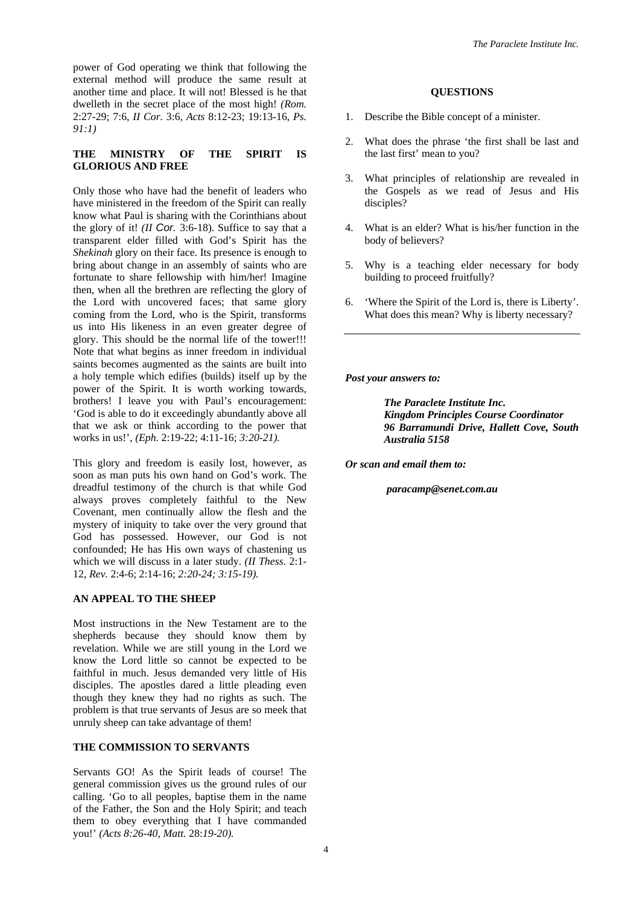power of God operating we think that following the external method will produce the same result at another time and place. It will not! Blessed is he that dwelleth in the secret place of the most high! *(Rom.* 2:27-29; 7:6, *II Cor.* 3:6, *Acts* 8:12-23; 19:13-16, *Ps. 91:1)*

## THE MINISTRY OF THE SPIRIT IS GLORIOUS AND FREE

Only those who have had the benefit of leaders who have ministered in the freedom of the Spirit can really know what Paul is sharing with the Corinthians about the glory of it! *(II Cor.* 3:6-18). Suffice to say that a transparent elder filled with God's Spirit has the *Shekinah* glory on their face. Its presence is enough to bring about change in an assembly of saints who are fortunate to share fellowship with him/her! Imagine then, when all the brethren are reflecting the glory of the Lord with uncovered faces; that same glory coming from the Lord, who is the Spirit, transforms us into His likeness in an even greater degree of glory. This should be the normal life of the tower!!! Note that what begins as inner freedom in individual saints becomes augmented as the saints are built into a holy temple which edifies (builds) itself up by the power of the Spirit. It is worth working towards, brothers! I leave you with Paul's encouragement: 'God is able to do it exceedingly abundantly above all that we ask or think according to the power that works in us!', *(Eph.* 2:19-22; 4:11-16; *3:20-21).*

This glory and freedom is easily lost, however, as soon as man puts his own hand on God's work. The dreadful testimony of the church is that while God always proves completely faithful to the New Covenant, men continually allow the flesh and the mystery of iniquity to take over the very ground that God has possessed. However, our God is not confounded; He has His own ways of chastening us which we will discuss in a later study. *(II Thess.* 2:1-12, *Rev.* 2:4-6; 2:14-16; *2:20-24; 3:15-19).*

## AN APPEAL TO THE SHEEP

Most instructions in the New Testament are to the shepherds because they should know them by revelation. While we are still young in the Lord we know the Lord little so cannot be expected to be faithful in much. Jesus demanded very little of His disciples. The apostles dared a little pleading even though they knew they had no rights as such. The problem is that true servants of Jesus are so meek that unruly sheep can take advantage of them!

## THE COMMISSION TO SERVANTS

Servants GO! As the Spirit leads of course! The general commission gives us the ground rules of our calling. 'Go to all peoples, baptise them in the name of the Father, the Son and the Holy Spirit; and teach them to obey everything that I have commanded you!' *(Acts 8:26-40, Matt.* 28:*19-20).*

## QUESTIONS

1. Describe the Bible concept of a minister.
2. What does the phrase 'the first shall be last and the last first' mean to you?
3. What principles of relationship are revealed in the Gospels as we read of Jesus and His disciples?
4. What is an elder? What is his/her function in the body of believers?
5. Why is a teaching elder necessary for body building to proceed fruitfully?
6. 'Where the Spirit of the Lord is, there is Liberty'. What does this mean? Why is liberty necessary?

---

***Post your answers to:***

> ***The Paraclete Institute Inc.***
> ***Kingdom Principles Course Coordinator***
> ***96 Barramundi Drive, Hallett Cove, South Australia 5158***

***Or scan and email them to:***

> ***paracamp@senet.com.au***